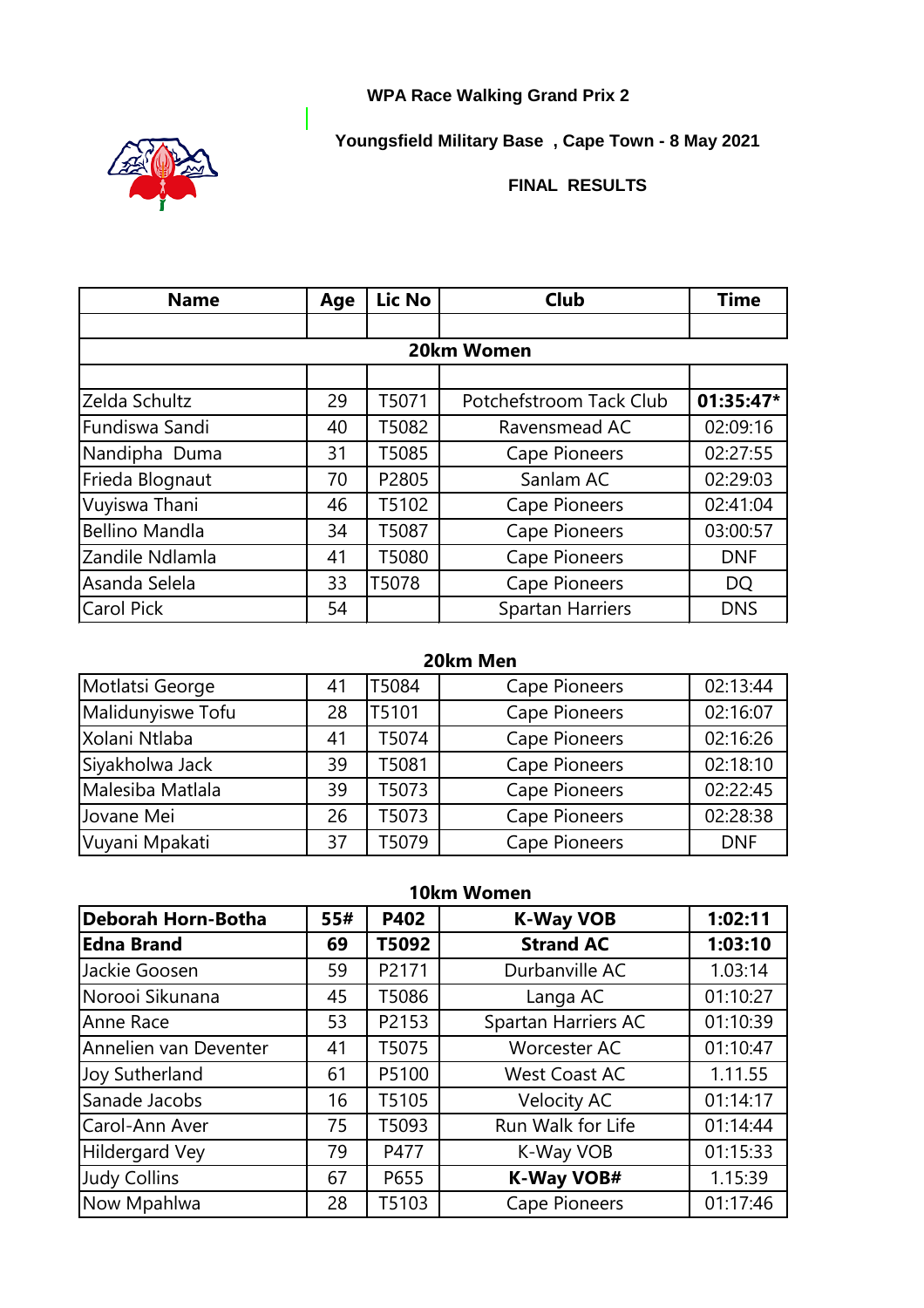**WPA Race Walking Grand Prix 2**

**Youngsfield Military Base , Cape Town - 8 May 2021**

**FINAL RESULTS**

| Name | Age | Lic No | Club | Time |
|---|---|---|---|---|
| | | | | |
| **20km Women** | | | | |
| | | | | |
| Zelda Schultz | 29 | T5071 | Potchefstroom Tack Club | **01:35:47*** |
| Fundiswa Sandi | 40 | T5082 | Ravensmead AC | 02:09:16 |
| Nandipha Duma | 31 | T5085 | Cape Pioneers | 02:27:55 |
| Frieda Blognaut | 70 | P2805 | Sanlam AC | 02:29:03 |
| Vuyiswa Thani | 46 | T5102 | Cape Pioneers | 02:41:04 |
| Bellino Mandla | 34 | T5087 | Cape Pioneers | 03:00:57 |
| Zandile Ndlamla | 41 | T5080 | Cape Pioneers | DNF |
| Asanda Selela | 33 | T5078 | Cape Pioneers | DQ |
| Carol Pick | 54 | | Spartan Harriers | DNS |
| **20km Men** | | | | |
| Motlatsi George | 41 | T5084 | Cape Pioneers | 02:13:44 |
| Malidunyiswe Tofu | 28 | T5101 | Cape Pioneers | 02:16:07 |
| Xolani Ntlaba | 41 | T5074 | Cape Pioneers | 02:16:26 |
| Siyakholwa Jack | 39 | T5081 | Cape Pioneers | 02:18:10 |
| Malesiba Matlala | 39 | T5073 | Cape Pioneers | 02:22:45 |
| Jovane Mei | 26 | T5073 | Cape Pioneers | 02:28:38 |
| Vuyani Mpakati | 37 | T5079 | Cape Pioneers | DNF |
| **10km Women** | | | | |
| **Deborah Horn-Botha** | **55#** | **P402** | **K-Way VOB** | **1:02:11** |
| **Edna Brand** | **69** | **T5092** | **Strand AC** | **1:03:10** |
| Jackie Goosen | 59 | P2171 | Durbanville AC | 1.03:14 |
| Norooi Sikunana | 45 | T5086 | Langa AC | 01:10:27 |
| Anne Race | 53 | P2153 | Spartan Harriers AC | 01:10:39 |
| Annelien van Deventer | 41 | T5075 | Worcester AC | 01:10:47 |
| Joy Sutherland | 61 | P5100 | West Coast AC | 1.11.55 |
| Sanade Jacobs | 16 | T5105 | Velocity AC | 01:14:17 |
| Carol-Ann Aver | 75 | T5093 | Run Walk for Life | 01:14:44 |
| Hildergard Vey | 79 | P477 | K-Way VOB | 01:15:33 |
| Judy Collins | 67 | P655 | **K-Way VOB#** | 1.15:39 |
| Now Mpahlwa | 28 | T5103 | Cape Pioneers | 01:17:46 |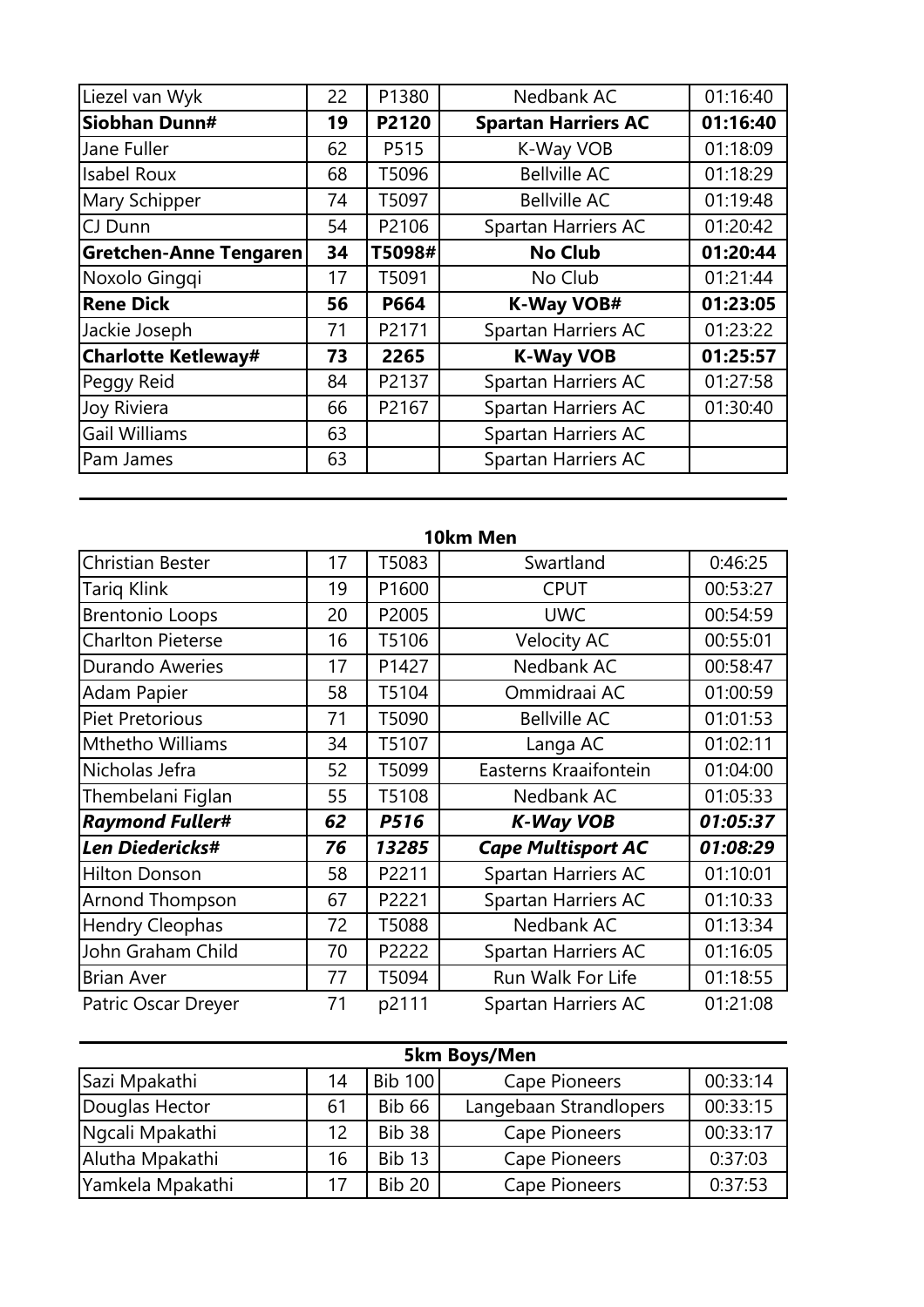| | | | | |
|---|---|---|---|---|
| Liezel van Wyk | 22 | P1380 | Nedbank AC | 01:16:40 |
| **Siobhan Dunn#** | **19** | **P2120** | **Spartan Harriers AC** | **01:16:40** |
| Jane Fuller | 62 | P515 | K-Way VOB | 01:18:09 |
| Isabel Roux | 68 | T5096 | Bellville AC | 01:18:29 |
| Mary Schipper | 74 | T5097 | Bellville AC | 01:19:48 |
| CJ Dunn | 54 | P2106 | Spartan Harriers AC | 01:20:42 |
| **Gretchen-Anne Tengaren** | **34** | **T5098#** | **No Club** | **01:20:44** |
| Noxolo Gingqi | 17 | T5091 | No Club | 01:21:44 |
| **Rene Dick** | **56** | **P664** | **K-Way VOB#** | **01:23:05** |
| Jackie Joseph | 71 | P2171 | Spartan Harriers AC | 01:23:22 |
| **Charlotte Ketleway#** | **73** | **2265** | **K-Way VOB** | **01:25:57** |
| Peggy Reid | 84 | P2137 | Spartan Harriers AC | 01:27:58 |
| Joy Riviera | 66 | P2167 | Spartan Harriers AC | 01:30:40 |
| Gail Williams | 63 | | Spartan Harriers AC | |
| Pam James | 63 | | Spartan Harriers AC | |

**10km Men**

| | | | | |
|---|---|---|---|---|
| Christian Bester | 17 | T5083 | Swartland | 0:46:25 |
| Tariq Klink | 19 | P1600 | CPUT | 00:53:27 |
| Brentonio Loops | 20 | P2005 | UWC | 00:54:59 |
| Charlton Pieterse | 16 | T5106 | Velocity AC | 00:55:01 |
| Durando Aweries | 17 | P1427 | Nedbank AC | 00:58:47 |
| Adam Papier | 58 | T5104 | Ommidraai AC | 01:00:59 |
| Piet Pretorious | 71 | T5090 | Bellville AC | 01:01:53 |
| Mthetho Williams | 34 | T5107 | Langa AC | 01:02:11 |
| Nicholas Jefra | 52 | T5099 | Easterns Kraaifontein | 01:04:00 |
| Thembelani Figlan | 55 | T5108 | Nedbank AC | 01:05:33 |
| ***Raymond Fuller#*** | ***62*** | ***P516*** | ***K-Way VOB*** | ***01:05:37*** |
| ***Len Diedericks#*** | ***76*** | ***13285*** | ***Cape Multisport AC*** | ***01:08:29*** |
| Hilton Donson | 58 | P2211 | Spartan Harriers AC | 01:10:01 |
| Arnond Thompson | 67 | P2221 | Spartan Harriers AC | 01:10:33 |
| Hendry Cleophas | 72 | T5088 | Nedbank AC | 01:13:34 |
| John Graham Child | 70 | P2222 | Spartan Harriers AC | 01:16:05 |
| Brian Aver | 77 | T5094 | Run Walk For Life | 01:18:55 |
| Patric Oscar Dreyer | 71 | p2111 | Spartan Harriers AC | 01:21:08 |

**5km Boys/Men**

| | | | | |
|---|---|---|---|---|
| Sazi Mpakathi | 14 | Bib 100 | Cape Pioneers | 00:33:14 |
| Douglas Hector | 61 | Bib 66 | Langebaan Strandlopers | 00:33:15 |
| Ngcali Mpakathi | 12 | Bib 38 | Cape Pioneers | 00:33:17 |
| Alutha Mpakathi | 16 | Bib 13 | Cape Pioneers | 0:37:03 |
| Yamkela Mpakathi | 17 | Bib 20 | Cape Pioneers | 0:37:53 |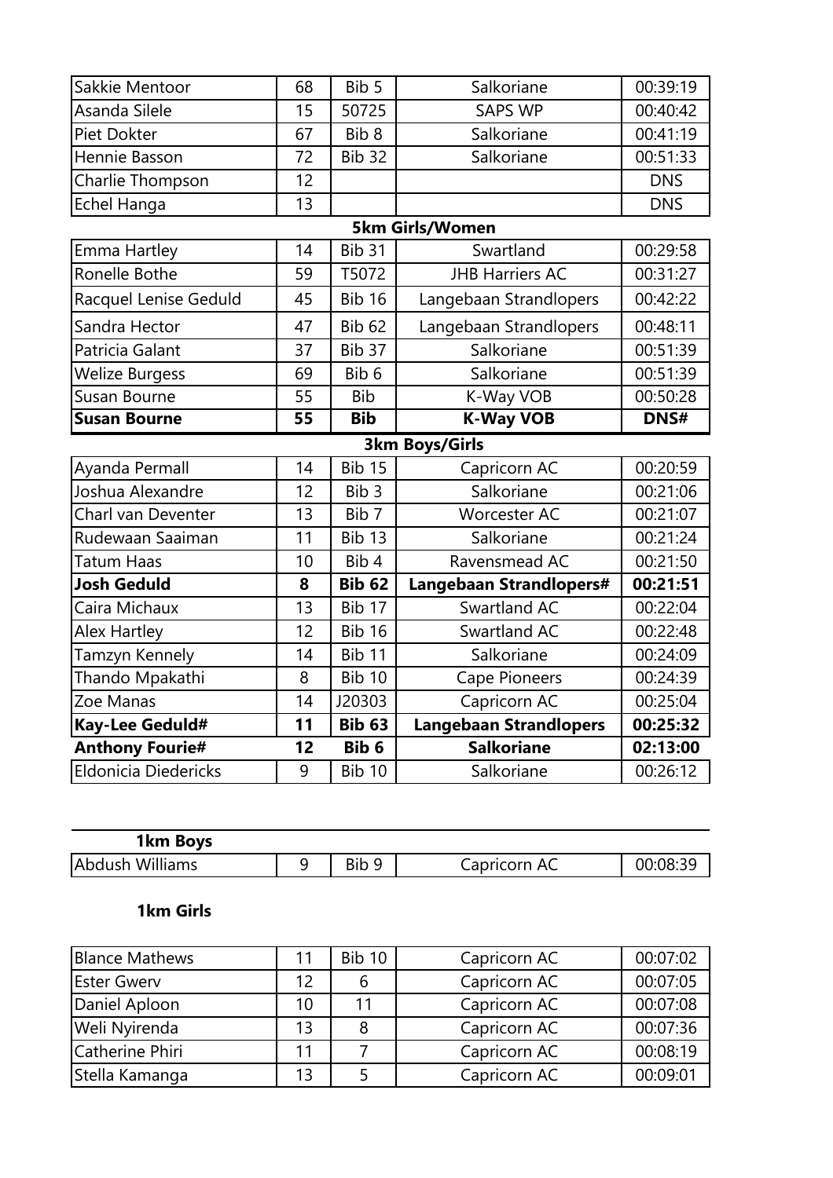| | | | | |
|---|---|---|---|---|
| Sakkie Mentoor | 68 | Bib 5 | Salkoriane | 00:39:19 |
| Asanda Silele | 15 | 50725 | SAPS WP | 00:40:42 |
| Piet Dokter | 67 | Bib 8 | Salkoriane | 00:41:19 |
| Hennie Basson | 72 | Bib 32 | Salkoriane | 00:51:33 |
| Charlie Thompson | 12 | | | DNS |
| Echel Hanga | 13 | | | DNS |

**5km Girls/Women**

| | | | | |
|---|---|---|---|---|
| Emma Hartley | 14 | Bib 31 | Swartland | 00:29:58 |
| Ronelle Bothe | 59 | T5072 | JHB Harriers AC | 00:31:27 |
| Racquel Lenise Geduld | 45 | Bib 16 | Langebaan Strandlopers | 00:42:22 |
| Sandra Hector | 47 | Bib 62 | Langebaan Strandlopers | 00:48:11 |
| Patricia Galant | 37 | Bib 37 | Salkoriane | 00:51:39 |
| Welize Burgess | 69 | Bib 6 | Salkoriane | 00:51:39 |
| Susan Bourne | 55 | Bib | K-Way VOB | 00:50:28 |
| **Susan Bourne** | **55** | **Bib** | **K-Way VOB** | **DNS#** |

**3km Boys/Girls**

| | | | | |
|---|---|---|---|---|
| Ayanda Permall | 14 | Bib 15 | Capricorn AC | 00:20:59 |
| Joshua Alexandre | 12 | Bib 3 | Salkoriane | 00:21:06 |
| Charl van Deventer | 13 | Bib 7 | Worcester AC | 00:21:07 |
| Rudewaan Saaiman | 11 | Bib 13 | Salkoriane | 00:21:24 |
| Tatum Haas | 10 | Bib 4 | Ravensmead AC | 00:21:50 |
| **Josh Geduld** | **8** | **Bib 62** | **Langebaan Strandlopers#** | **00:21:51** |
| Caira Michaux | 13 | Bib 17 | Swartland AC | 00:22:04 |
| Alex Hartley | 12 | Bib 16 | Swartland AC | 00:22:48 |
| Tamzyn Kennely | 14 | Bib 11 | Salkoriane | 00:24:09 |
| Thando Mpakathi | 8 | Bib 10 | Cape Pioneers | 00:24:39 |
| Zoe Manas | 14 | J20303 | Capricorn AC | 00:25:04 |
| **Kay-Lee Geduld#** | **11** | **Bib 63** | **Langebaan Strandlopers** | **00:25:32** |
| **Anthony Fourie#** | **12** | **Bib 6** | **Salkoriane** | **02:13:00** |
| Eldonicia Diedericks | 9 | Bib 10 | Salkoriane | 00:26:12 |

**1km Boys**

| | | | | |
|---|---|---|---|---|
| Abdush Williams | 9 | Bib 9 | Capricorn AC | 00:08:39 |

**1km Girls**

| | | | | |
|---|---|---|---|---|
| Blance Mathews | 11 | Bib 10 | Capricorn AC | 00:07:02 |
| Ester Gwerv | 12 | 6 | Capricorn AC | 00:07:05 |
| Daniel Aploon | 10 | 11 | Capricorn AC | 00:07:08 |
| Weli Nyirenda | 13 | 8 | Capricorn AC | 00:07:36 |
| Catherine Phiri | 11 | 7 | Capricorn AC | 00:08:19 |
| Stella Kamanga | 13 | 5 | Capricorn AC | 00:09:01 |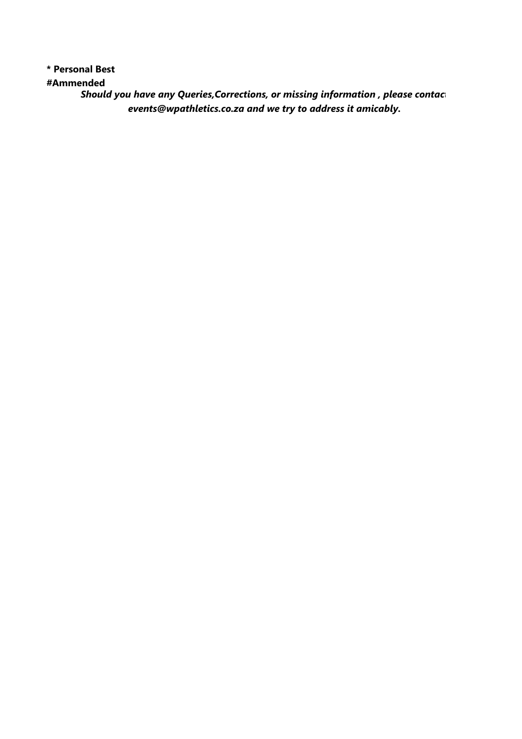**\* Personal Best**

**#Ammended**

***Should you have any Queries,Corrections, or missing information , please contact events@wpathletics.co.za and we try to address it amicably.***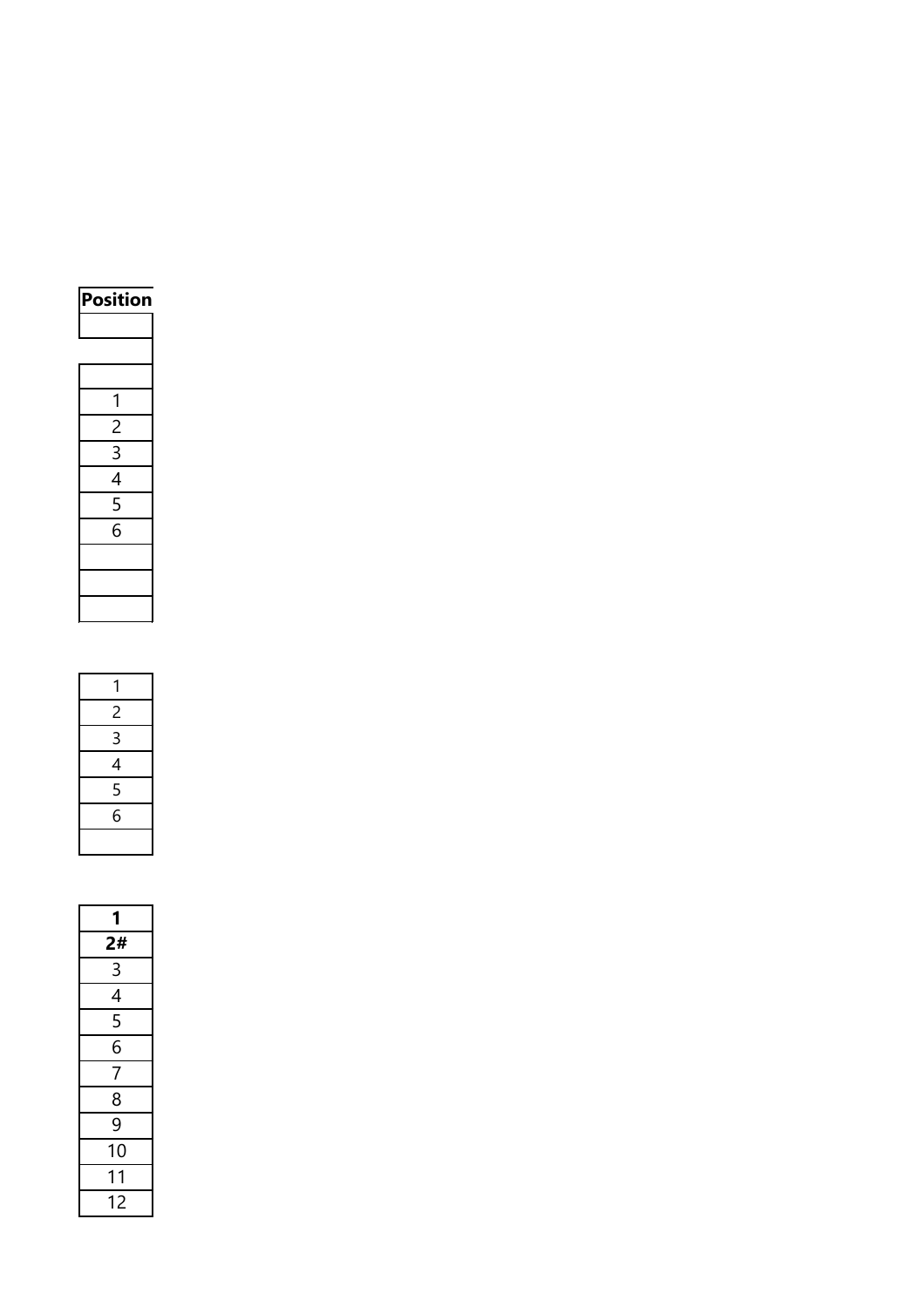| Position |
|---|
| |
| |
| |
| 1 |
| 2 |
| 3 |
| 4 |
| 5 |
| 6 |
| |
| |
| |

| 1 |
|---|
| 2 |
| 3 |
| 4 |
| 5 |
| 6 |
| |

| **1** |
|---|
| **2#** |
| 3 |
| 4 |
| 5 |
| 6 |
| 7 |
| 8 |
| 9 |
| 10 |
| 11 |
| 12 |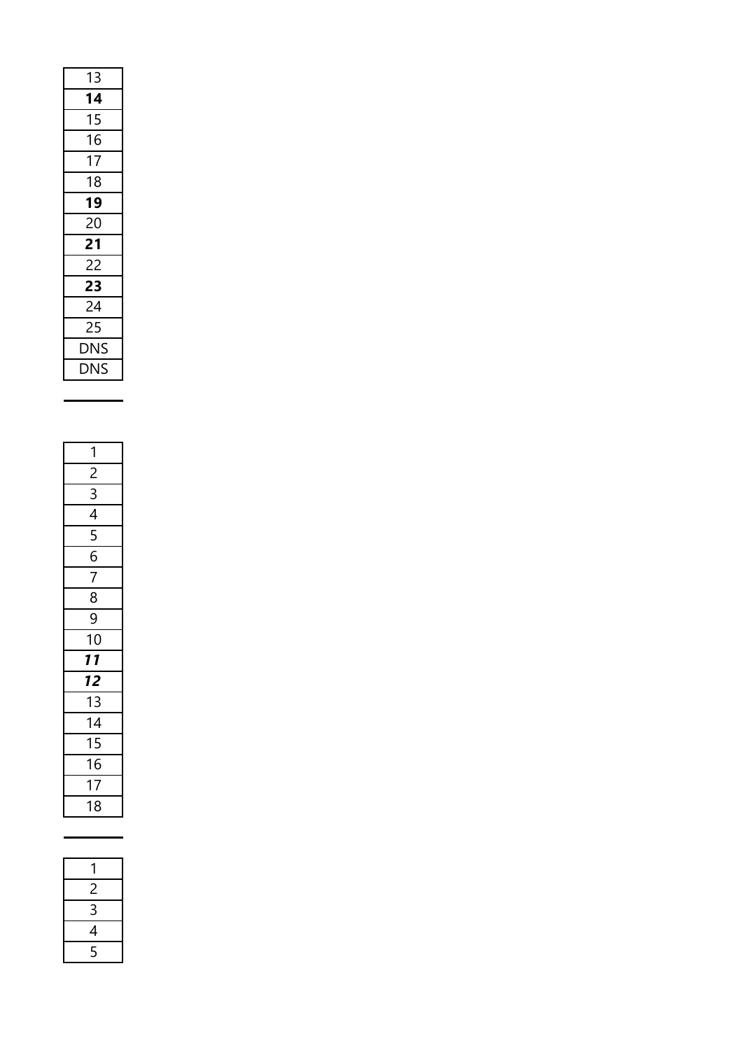| 13 |
|---|
| **14** |
| 15 |
| 16 |
| 17 |
| 18 |
| **19** |
| 20 |
| **21** |
| 22 |
| **23** |
| 24 |
| 25 |
| DNS |
| DNS |

---

| 1 |
|---|
| 2 |
| 3 |
| 4 |
| 5 |
| 6 |
| 7 |
| 8 |
| 9 |
| 10 |
| ***11*** |
| ***12*** |
| 13 |
| 14 |
| 15 |
| 16 |
| 17 |
| 18 |

---

| 1 |
|---|
| 2 |
| 3 |
| 4 |
| 5 |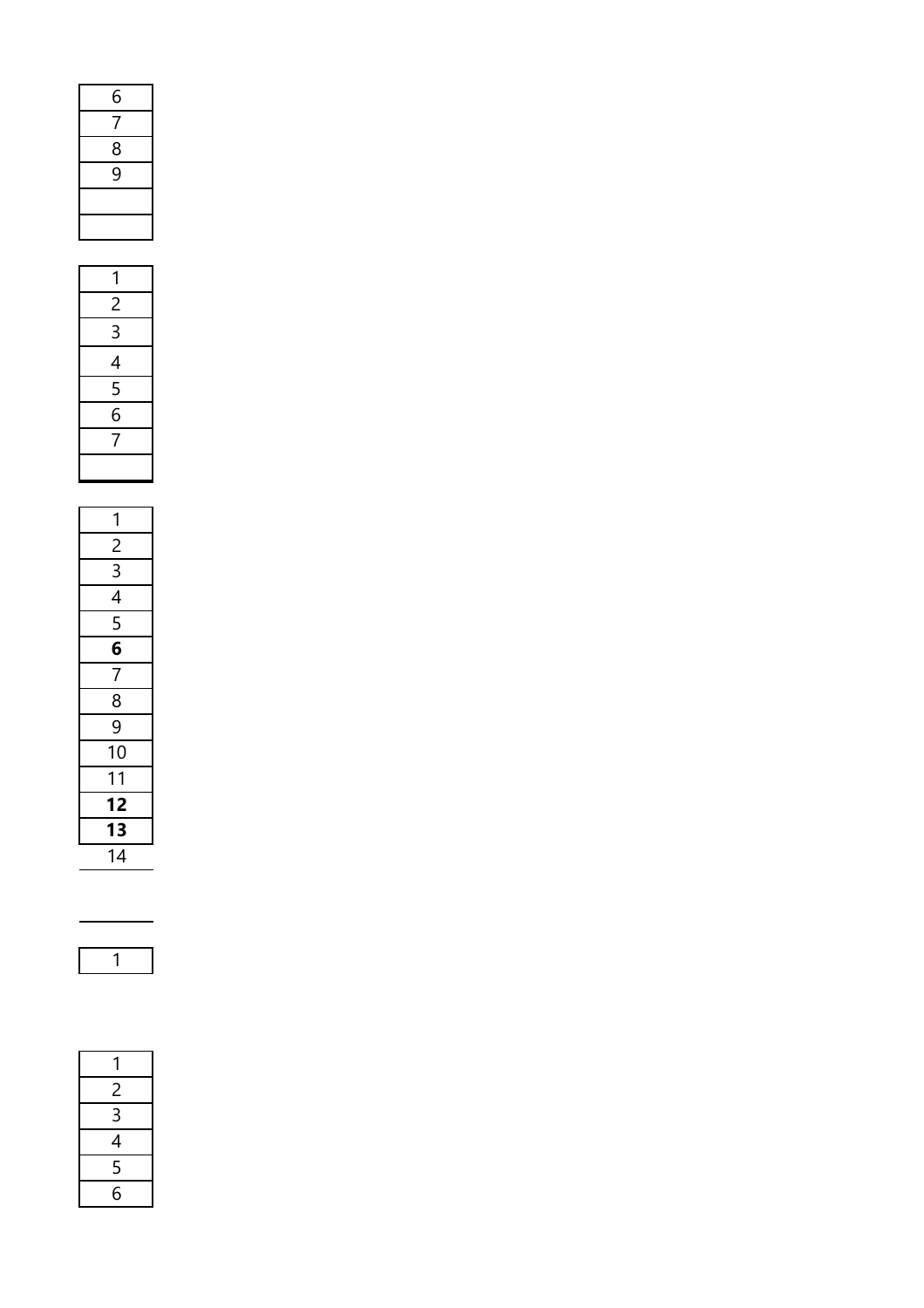| 6 |
|---|
| 7 |
| 8 |
| 9 |
| |
| |

| 1 |
|---|
| 2 |
| 3 |
| 4 |
| 5 |
| 6 |
| 7 |
| |

| 1 |
|---|
| 2 |
| 3 |
| 4 |
| 5 |
| **6** |
| 7 |
| 8 |
| 9 |
| 10 |
| 11 |
| **12** |
| **13** |
| 14 |

| 1 |
|---|

| 1 |
|---|
| 2 |
| 3 |
| 4 |
| 5 |
| 6 |